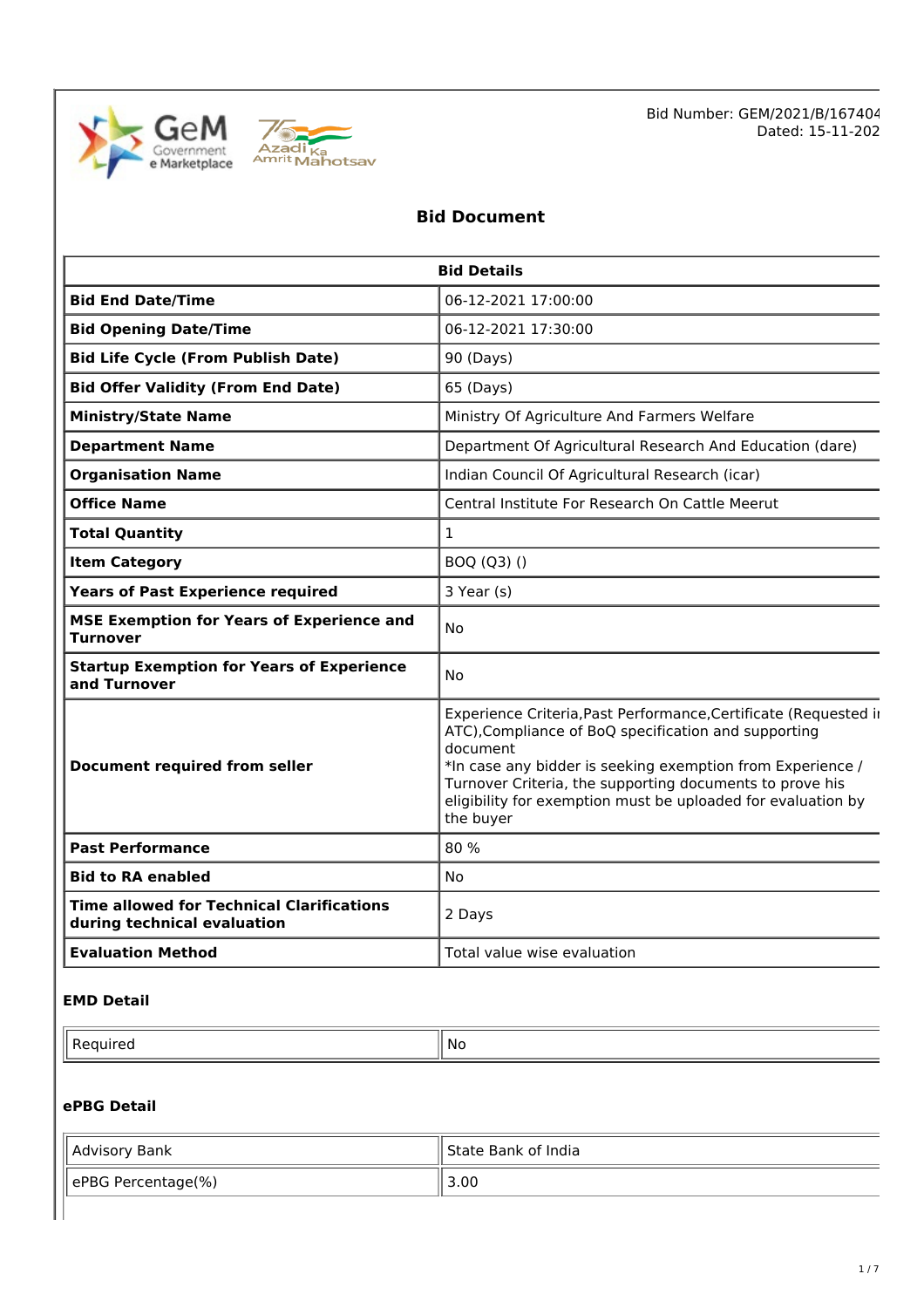Bid Number: GEM/2021/B/167404
Dated: 15-11-202

# Bid Document

| Bid Details | |
|---|---|
| **Bid End Date/Time** | 06-12-2021 17:00:00 |
| **Bid Opening Date/Time** | 06-12-2021 17:30:00 |
| **Bid Life Cycle (From Publish Date)** | 90 (Days) |
| **Bid Offer Validity (From End Date)** | 65 (Days) |
| **Ministry/State Name** | Ministry Of Agriculture And Farmers Welfare |
| **Department Name** | Department Of Agricultural Research And Education (dare) |
| **Organisation Name** | Indian Council Of Agricultural Research (icar) |
| **Office Name** | Central Institute For Research On Cattle Meerut |
| **Total Quantity** | 1 |
| **Item Category** | BOQ (Q3) () |
| **Years of Past Experience required** | 3 Year (s) |
| **MSE Exemption for Years of Experience and Turnover** | No |
| **Startup Exemption for Years of Experience and Turnover** | No |
| **Document required from seller** | Experience Criteria,Past Performance,Certificate (Requested i ATC),Compliance of BoQ specification and supporting document<br>*In case any bidder is seeking exemption from Experience / Turnover Criteria, the supporting documents to prove his eligibility for exemption must be uploaded for evaluation by the buyer |
| **Past Performance** | 80 % |
| **Bid to RA enabled** | No |
| **Time allowed for Technical Clarifications during technical evaluation** | 2 Days |
| **Evaluation Method** | Total value wise evaluation |

### EMD Detail

| Required | No |
|---|---|

### ePBG Detail

| Advisory Bank | State Bank of India |
|---|---|
| ePBG Percentage(%) | 3.00 |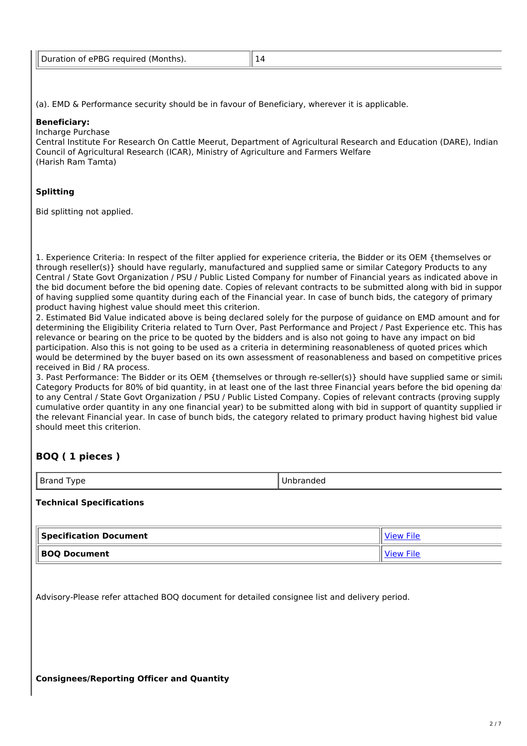| Duration of ePBG required (Months). | 14 |
|---|---|

(a). EMD & Performance security should be in favour of Beneficiary, wherever it is applicable.

**Beneficiary:**
Incharge Purchase
Central Institute For Research On Cattle Meerut, Department of Agricultural Research and Education (DARE), Indian Council of Agricultural Research (ICAR), Ministry of Agriculture and Farmers Welfare
(Harish Ram Tamta)

**Splitting**

Bid splitting not applied.

1. Experience Criteria: In respect of the filter applied for experience criteria, the Bidder or its OEM {themselves or through reseller(s)} should have regularly, manufactured and supplied same or similar Category Products to any Central / State Govt Organization / PSU / Public Listed Company for number of Financial years as indicated above in the bid document before the bid opening date. Copies of relevant contracts to be submitted along with bid in suppor of having supplied some quantity during each of the Financial year. In case of bunch bids, the category of primary product having highest value should meet this criterion.
2. Estimated Bid Value indicated above is being declared solely for the purpose of guidance on EMD amount and for determining the Eligibility Criteria related to Turn Over, Past Performance and Project / Past Experience etc. This has relevance or bearing on the price to be quoted by the bidders and is also not going to have any impact on bid participation. Also this is not going to be used as a criteria in determining reasonableness of quoted prices which would be determined by the buyer based on its own assessment of reasonableness and based on competitive prices received in Bid / RA process.
3. Past Performance: The Bidder or its OEM {themselves or through re-seller(s)} should have supplied same or simila Category Products for 80% of bid quantity, in at least one of the last three Financial years before the bid opening da to any Central / State Govt Organization / PSU / Public Listed Company. Copies of relevant contracts (proving supply cumulative order quantity in any one financial year) to be submitted along with bid in support of quantity supplied ir the relevant Financial year. In case of bunch bids, the category related to primary product having highest bid value should meet this criterion.

## BOQ ( 1 pieces )

| Brand Type | Unbranded |
|---|---|

**Technical Specifications**

| Specification Document | View File |
|---|---|
| **BOQ Document** | View File |

Advisory-Please refer attached BOQ document for detailed consignee list and delivery period.

**Consignees/Reporting Officer and Quantity**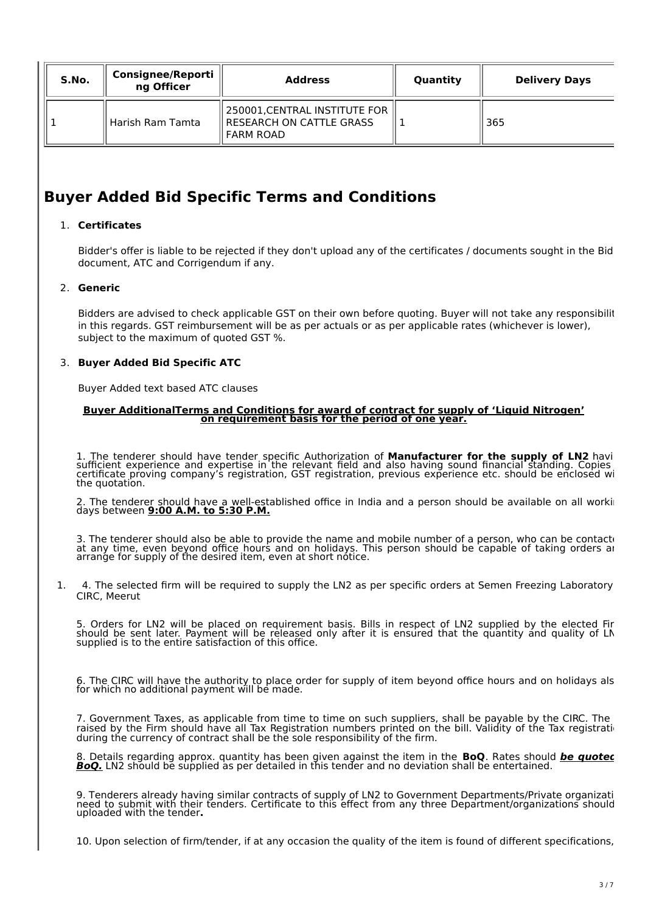| S.No. | Consignee/Reporting Officer | Address | Quantity | Delivery Days |
|---|---|---|---|---|
| 1 | Harish Ram Tamta | 250001,CENTRAL INSTITUTE FOR RESEARCH ON CATTLE GRASS FARM ROAD | 1 | 365 |

# Buyer Added Bid Specific Terms and Conditions

1. **Certificates**

   Bidder's offer is liable to be rejected if they don't upload any of the certificates / documents sought in the Bid document, ATC and Corrigendum if any.

2. **Generic**

   Bidders are advised to check applicable GST on their own before quoting. Buyer will not take any responsibilit in this regards. GST reimbursement will be as per actuals or as per applicable rates (whichever is lower), subject to the maximum of quoted GST %.

3. **Buyer Added Bid Specific ATC**

   Buyer Added text based ATC clauses

**<u>Buyer AdditionalTerms and Conditions for award of contract for supply of 'Liquid Nitrogen' on requirement basis for the period of one year.</u>**

1. The tenderer should have tender specific Authorization of **Manufacturer for the supply of LN2** havi sufficient experience and expertise in the relevant field and also having sound financial standing. Copies certificate proving company's registration, GST registration, previous experience etc. should be enclosed wi the quotation.

2. The tenderer should have a well-established office in India and a person should be available on all worki days between **<u>9:00 A.M. to 5:30 P.M.</u>**

3. The tenderer should also be able to provide the name and mobile number of a person, who can be contact at any time, even beyond office hours and on holidays. This person should be capable of taking orders ar arrange for supply of the desired item, even at short notice.

1. 4. The selected firm will be required to supply the LN2 as per specific orders at Semen Freezing Laboratory CIRC, Meerut

5. Orders for LN2 will be placed on requirement basis. Bills in respect of LN2 supplied by the elected Fir should be sent later. Payment will be released only after it is ensured that the quantity and quality of LN supplied is to the entire satisfaction of this office.

6. The CIRC will have the authority to place order for supply of item beyond office hours and on holidays als for which no additional payment will be made.

7. Government Taxes, as applicable from time to time on such suppliers, shall be payable by the CIRC. The raised by the Firm should have all Tax Registration numbers printed on the bill. Validity of the Tax registrati during the currency of contract shall be the sole responsibility of the firm.

8. Details regarding approx. quantity has been given against the item in the **BoQ**. Rates should ***<u>be quoted BoQ.</u>*** LN2 should be supplied as per detailed in this tender and no deviation shall be entertained.

9. Tenderers already having similar contracts of supply of LN2 to Government Departments/Private organizati need to submit with their tenders. Certificate to this effect from any three Department/organizations should uploaded with the tender**.**

10. Upon selection of firm/tender, if at any occasion the quality of the item is found of different specifications,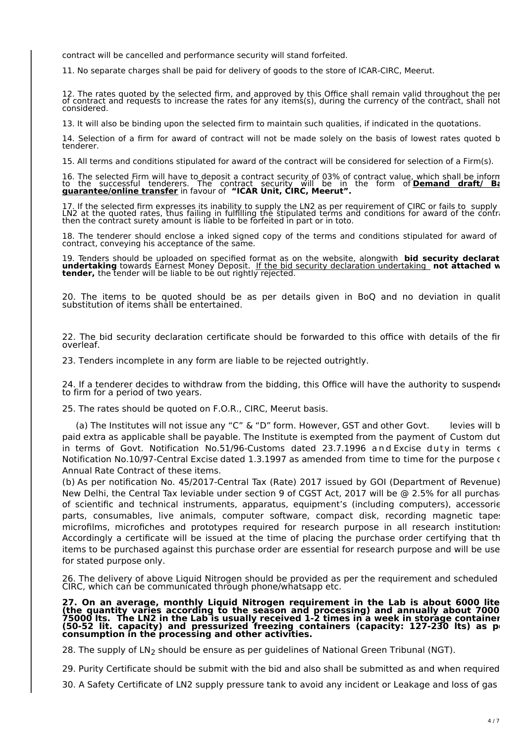contract will be cancelled and performance security will stand forfeited.

11. No separate charges shall be paid for delivery of goods to the store of ICAR-CIRC, Meerut.

12. The rates quoted by the selected firm, and approved by this Office shall remain valid throughout the per of contract and requests to increase the rates for any items(s), during the currency of the contract, shall not considered.

13. It will also be binding upon the selected firm to maintain such qualities, if indicated in the quotations.

14. Selection of a firm for award of contract will not be made solely on the basis of lowest rates quoted b tenderer.

15. All terms and conditions stipulated for award of the contract will be considered for selection of a Firm(s).

16. The selected Firm will have to deposit a contract security of 03% of contract value, which shall be inform to the successful tenderers. The contract security will be in the form of **Demand draft/ Ba guarantee/online transfer** in favour of **"ICAR Unit, CIRC, Meerut".**

17. If the selected firm expresses its inability to supply the LN2 as per requirement of CIRC or fails to supply LN2 at the quoted rates, thus failing in fulfilling the stipulated terms and conditions for award of the contra then the contract surety amount is liable to be forfeited in part or in toto.

18. The tenderer should enclose a inked signed copy of the terms and conditions stipulated for award of contract, conveying his acceptance of the same.

19. Tenders should be uploaded on specified format as on the website, alongwith **bid security declarat undertaking** towards Earnest Money Deposit. If the bid security declaration undertaking **not attached w tender,** the tender will be liable to be out rightly rejected.

20. The items to be quoted should be as per details given in BoQ and no deviation in qualit substitution of items shall be entertained.

22. The bid security declaration certificate should be forwarded to this office with details of the fir overleaf.

23. Tenders incomplete in any form are liable to be rejected outrightly.

24. If a tenderer decides to withdraw from the bidding, this Office will have the authority to suspende to firm for a period of two years.

25. The rates should be quoted on F.O.R., CIRC, Meerut basis.

(a) The Institutes will not issue any "C" & "D" form. However, GST and other Govt. levies will b paid extra as applicable shall be payable. The Institute is exempted from the payment of Custom dut in terms of Govt. Notification No.51/96-Customs dated 23.7.1996 and Excise duty in terms c Notification No.10/97-Central Excise dated 1.3.1997 as amended from time to time for the purpose c Annual Rate Contract of these items.

(b) As per notification No. 45/2017-Central Tax (Rate) 2017 issued by GOI (Department of Revenue) New Delhi, the Central Tax leviable under section 9 of CGST Act, 2017 will be @ 2.5% for all purchas of scientific and technical instruments, apparatus, equipment's (including computers), accessorie parts, consumables, live animals, computer software, compact disk, recording magnetic tape microfilms, microfiches and prototypes required for research purpose in all research institution Accordingly a certificate will be issued at the time of placing the purchase order certifying that th items to be purchased against this purchase order are essential for research purpose and will be use for stated purpose only.

26. The delivery of above Liquid Nitrogen should be provided as per the requirement and scheduled CIRC, which can be communicated through phone/whatsapp etc.

**27. On an average, monthly Liquid Nitrogen requirement in the Lab is about 6000 lite (the quantity varies according to the season and processing) and annually about 7000 75000 lts. The LN2 in the Lab is usually received 1-2 times in a week in storage container (50-52 lit. capacity) and pressurized freezing containers (capacity: 127-230 lts) as p consumption in the processing and other activities.**

28. The supply of $LN_2$ should be ensure as per guidelines of National Green Tribunal (NGT).

29. Purity Certificate should be submit with the bid and also shall be submitted as and when required

30. A Safety Certificate of LN2 supply pressure tank to avoid any incident or Leakage and loss of gas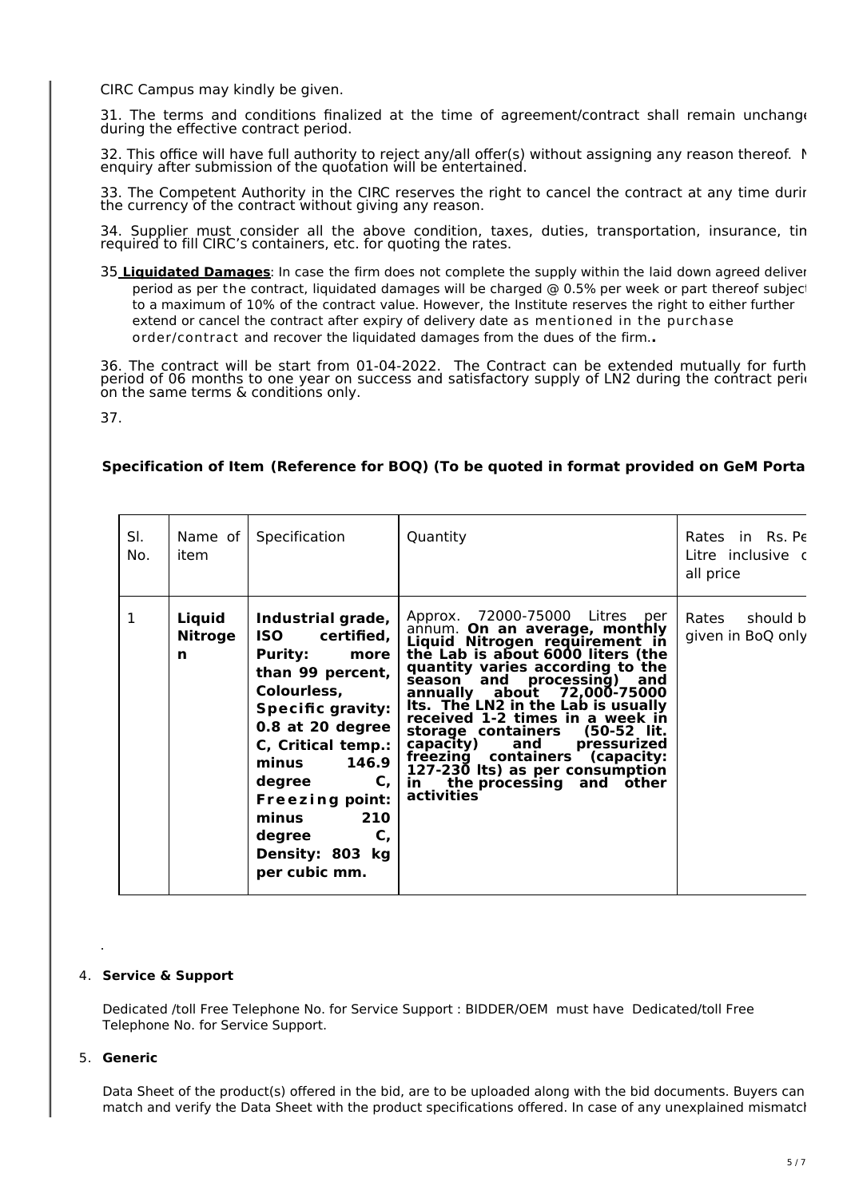CIRC Campus may kindly be given.

31. The terms and conditions finalized at the time of agreement/contract shall remain unchang during the effective contract period.

32. This office will have full authority to reject any/all offer(s) without assigning any reason thereof. N enquiry after submission of the quotation will be entertained.

33. The Competent Authority in the CIRC reserves the right to cancel the contract at any time durin the currency of the contract without giving any reason.

34. Supplier must consider all the above condition, taxes, duties, transportation, insurance, tin required to fill CIRC's containers, etc. for quoting the rates.

35 **Liquidated Damages**: In case the firm does not complete the supply within the laid down agreed deliver period as per the contract, liquidated damages will be charged @ 0.5% per week or part thereof subject to a maximum of 10% of the contract value. However, the Institute reserves the right to either further extend or cancel the contract after expiry of delivery date as mentioned in the purchase order/contract and recover the liquidated damages from the dues of the firm.**.**

36. The contract will be start from 01-04-2022. The Contract can be extended mutually for furth period of 06 months to one year on success and satisfactory supply of LN2 during the contract peri on the same terms & conditions only.

37.

**Specification of Item (Reference for BOQ) (To be quoted in format provided on GeM Porta**

| Sl. No. | Name of item | Specification | Quantity | Rates in Rs. Pe Litre inclusive o all price |
|---|---|---|---|---|
| 1 | **Liquid Nitrogen** | **Industrial grade, ISO certified, Purity: more than 99 percent, Colourless, Specific gravity: 0.8 at 20 degree C, Critical temp.: minus 146.9 degree C, Freezing point: minus 210 degree C, Density: 803 kg per cubic mm.** | Approx. 72000-75000 Litres per annum. **On an average, monthly Liquid Nitrogen requirement in the Lab is about 6000 liters (the quantity varies according to the season and processing) and annually about 72,000-75000 lts. The LN2 in the Lab is usually received 1-2 times in a week in storage containers (50-52 lit. capacity) and pressurized freezing containers (capacity: 127-230 lts) as per consumption in the processing and other activities** | Rates should b given in BoQ only |

.

4. **Service & Support**

Dedicated /toll Free Telephone No. for Service Support : BIDDER/OEM must have Dedicated/toll Free Telephone No. for Service Support.

5. **Generic**

Data Sheet of the product(s) offered in the bid, are to be uploaded along with the bid documents. Buyers can match and verify the Data Sheet with the product specifications offered. In case of any unexplained mismatcl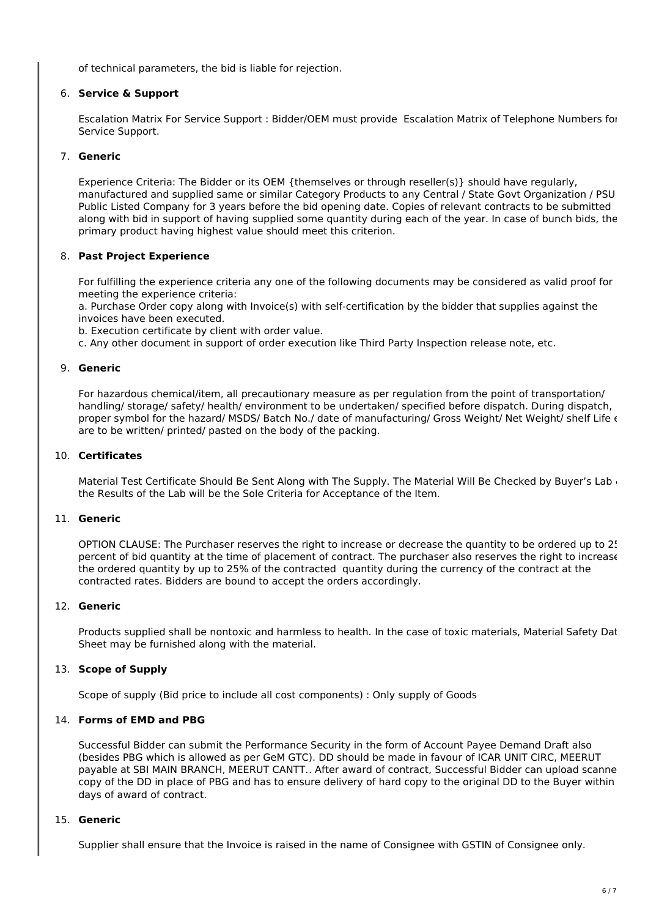of technical parameters, the bid is liable for rejection.

6. **Service & Support**

   Escalation Matrix For Service Support : Bidder/OEM must provide Escalation Matrix of Telephone Numbers for Service Support.

7. **Generic**

   Experience Criteria: The Bidder or its OEM {themselves or through reseller(s)} should have regularly, manufactured and supplied same or similar Category Products to any Central / State Govt Organization / PSU Public Listed Company for 3 years before the bid opening date. Copies of relevant contracts to be submitted along with bid in support of having supplied some quantity during each of the year. In case of bunch bids, the primary product having highest value should meet this criterion.

8. **Past Project Experience**

   For fulfilling the experience criteria any one of the following documents may be considered as valid proof for meeting the experience criteria:
   a. Purchase Order copy along with Invoice(s) with self-certification by the bidder that supplies against the invoices have been executed.
   b. Execution certificate by client with order value.
   c. Any other document in support of order execution like Third Party Inspection release note, etc.

9. **Generic**

   For hazardous chemical/item, all precautionary measure as per regulation from the point of transportation/ handling/ storage/ safety/ health/ environment to be undertaken/ specified before dispatch. During dispatch, proper symbol for the hazard/ MSDS/ Batch No./ date of manufacturing/ Gross Weight/ Net Weight/ shelf Life e are to be written/ printed/ pasted on the body of the packing.

10. **Certificates**

    Material Test Certificate Should Be Sent Along with The Supply. The Material Will Be Checked by Buyer's Lab the Results of the Lab will be the Sole Criteria for Acceptance of the Item.

11. **Generic**

    OPTION CLAUSE: The Purchaser reserves the right to increase or decrease the quantity to be ordered up to 25 percent of bid quantity at the time of placement of contract. The purchaser also reserves the right to increase the ordered quantity by up to 25% of the contracted quantity during the currency of the contract at the contracted rates. Bidders are bound to accept the orders accordingly.

12. **Generic**

    Products supplied shall be nontoxic and harmless to health. In the case of toxic materials, Material Safety Dat Sheet may be furnished along with the material.

13. **Scope of Supply**

    Scope of supply (Bid price to include all cost components) : Only supply of Goods

14. **Forms of EMD and PBG**

    Successful Bidder can submit the Performance Security in the form of Account Payee Demand Draft also (besides PBG which is allowed as per GeM GTC). DD should be made in favour of ICAR UNIT CIRC, MEERUT payable at SBI MAIN BRANCH, MEERUT CANTT.. After award of contract, Successful Bidder can upload scanne copy of the DD in place of PBG and has to ensure delivery of hard copy to the original DD to the Buyer within days of award of contract.

15. **Generic**

    Supplier shall ensure that the Invoice is raised in the name of Consignee with GSTIN of Consignee only.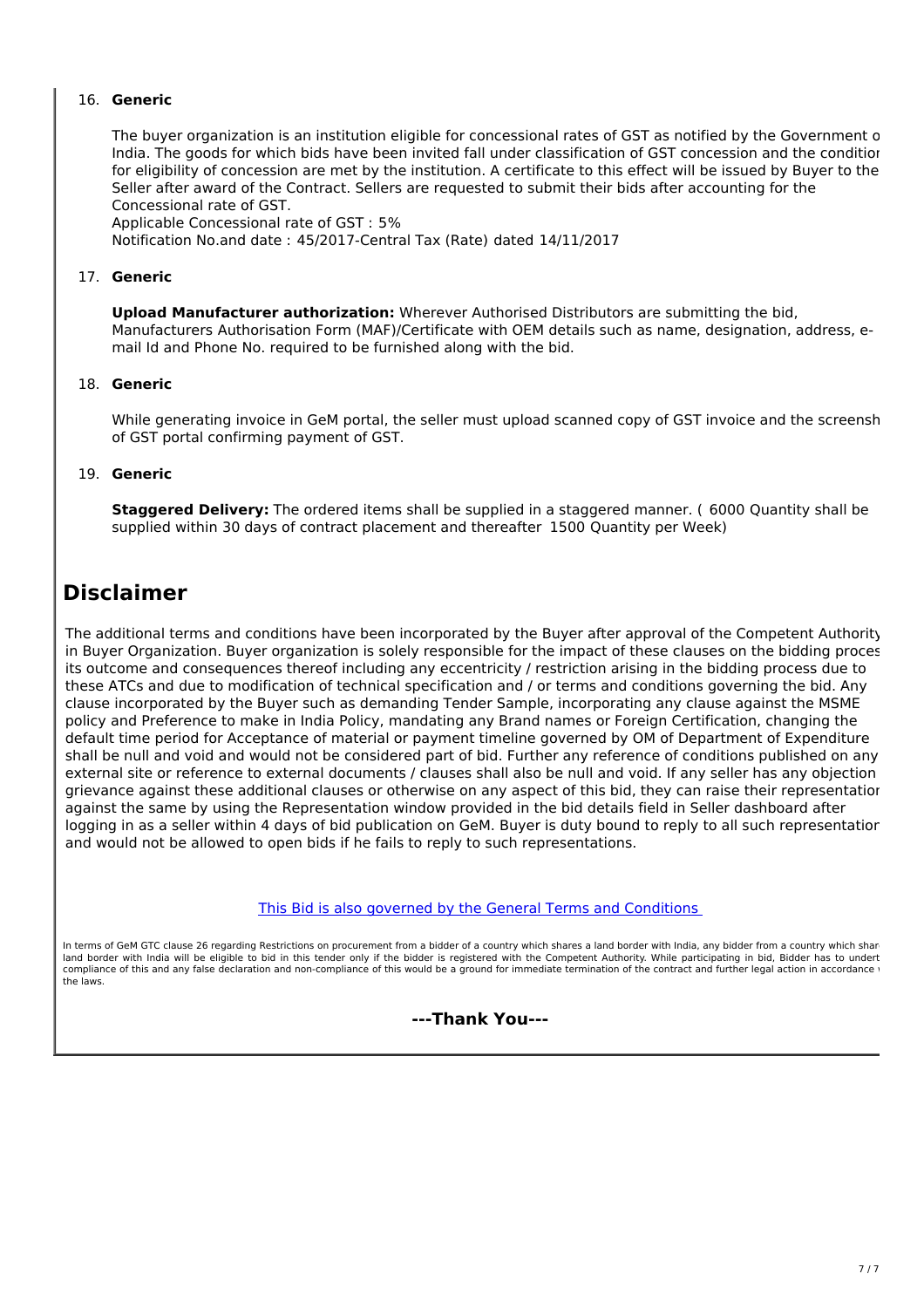16. **Generic**

    The buyer organization is an institution eligible for concessional rates of GST as notified by the Government o India. The goods for which bids have been invited fall under classification of GST concession and the conditior for eligibility of concession are met by the institution. A certificate to this effect will be issued by Buyer to the Seller after award of the Contract. Sellers are requested to submit their bids after accounting for the Concessional rate of GST.
    Applicable Concessional rate of GST : 5%
    Notification No.and date : 45/2017-Central Tax (Rate) dated 14/11/2017

17. **Generic**

    **Upload Manufacturer authorization:** Wherever Authorised Distributors are submitting the bid, Manufacturers Authorisation Form (MAF)/Certificate with OEM details such as name, designation, address, e-mail Id and Phone No. required to be furnished along with the bid.

18. **Generic**

    While generating invoice in GeM portal, the seller must upload scanned copy of GST invoice and the screensh of GST portal confirming payment of GST.

19. **Generic**

    **Staggered Delivery:** The ordered items shall be supplied in a staggered manner. ( 6000 Quantity shall be supplied within 30 days of contract placement and thereafter 1500 Quantity per Week)

## Disclaimer

The additional terms and conditions have been incorporated by the Buyer after approval of the Competent Authority in Buyer Organization. Buyer organization is solely responsible for the impact of these clauses on the bidding proces its outcome and consequences thereof including any eccentricity / restriction arising in the bidding process due to these ATCs and due to modification of technical specification and / or terms and conditions governing the bid. Any clause incorporated by the Buyer such as demanding Tender Sample, incorporating any clause against the MSME policy and Preference to make in India Policy, mandating any Brand names or Foreign Certification, changing the default time period for Acceptance of material or payment timeline governed by OM of Department of Expenditure shall be null and void and would not be considered part of bid. Further any reference of conditions published on any external site or reference to external documents / clauses shall also be null and void. If any seller has any objection grievance against these additional clauses or otherwise on any aspect of this bid, they can raise their representatior against the same by using the Representation window provided in the bid details field in Seller dashboard after logging in as a seller within 4 days of bid publication on GeM. Buyer is duty bound to reply to all such representatior and would not be allowed to open bids if he fails to reply to such representations.

This Bid is also governed by the General Terms and Conditions

In terms of GeM GTC clause 26 regarding Restrictions on procurement from a bidder of a country which shares a land border with India, any bidder from a country which shar land border with India will be eligible to bid in this tender only if the bidder is registered with the Competent Authority. While participating in bid, Bidder has to undert compliance of this and any false declaration and non-compliance of this would be a ground for immediate termination of the contract and further legal action in accordance the laws.

**---Thank You---**